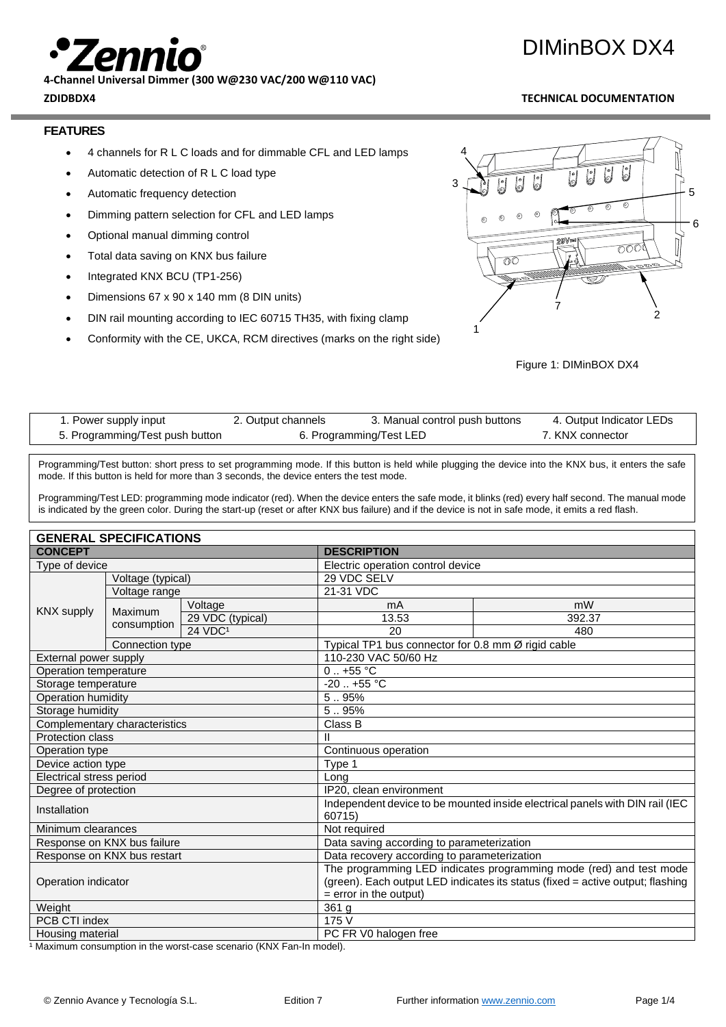# DIMinBOX DX4

**4-Channel Universal Dimmer (300 W@230 VAC/200 W@110 VAC)**

**ZDIDBDX4**

**TECHNICAL DOCUMENTATION**

## FEATURES

- 4 channels for R L C loads and for dimmable CFL and LED lamps
- Automatic detection of R L C load type
- Automatic frequency detection
- Dimming pattern selection for CFL and LED lamps
- Optional manual dimming control
- Total data saving on KNX bus failure
- Integrated KNX BCU (TP1-256)
- Dimensions 67 x 90 x 140 mm (8 DIN units)
- DIN rail mounting according to IEC 60715 TH35, with fixing clamp
- Conformity with the CE, UKCA, RCM directives (marks on the right side)

Figure 1: DIMinBOX DX4

| | | | |
|---|---|---|---|
| 1. Power supply input | 2. Output channels | 3. Manual control push buttons | 4. Output Indicator LEDs |
| 5. Programming/Test push button | 6. Programming/Test LED | 7. KNX connector | |

Programming/Test button: short press to set programming mode. If this button is held while plugging the device into the KNX bus, it enters the safe mode. If this button is held for more than 3 seconds, the device enters the test mode.

Programming/Test LED: programming mode indicator (red). When the device enters the safe mode, it blinks (red) every half second. The manual mode is indicated by the green color. During the start-up (reset or after KNX bus failure) and if the device is not in safe mode, it emits a red flash.

## GENERAL SPECIFICATIONS

| CONCEPT | | | DESCRIPTION | |
|---|---|---|---|---|
| Type of device | | | Electric operation control device | |
| KNX supply | Voltage (typical) | | 29 VDC SELV | |
| | Voltage range | | 21-31 VDC | |
| | Maximum consumption | Voltage | mA | mW |
| | | 29 VDC (typical) | 13.53 | 392.37 |
| | | 24 VDC[1] | 20 | 480 |
| | Connection type | | Typical TP1 bus connector for 0.8 mm Ø rigid cable | |
| External power supply | | | 110-230 VAC 50/60 Hz | |
| Operation temperature | | | 0 .. +55 °C | |
| Storage temperature | | | -20 .. +55 °C | |
| Operation humidity | | | 5 .. 95% | |
| Storage humidity | | | 5 .. 95% | |
| Complementary characteristics | | | Class B | |
| Protection class | | | II | |
| Operation type | | | Continuous operation | |
| Device action type | | | Type 1 | |
| Electrical stress period | | | Long | |
| Degree of protection | | | IP20, clean environment | |
| Installation | | | Independent device to be mounted inside electrical panels with DIN rail (IEC 60715) | |
| Minimum clearances | | | Not required | |
| Response on KNX bus failure | | | Data saving according to parameterization | |
| Response on KNX bus restart | | | Data recovery according to parameterization | |
| Operation indicator | | | The programming LED indicates programming mode (red) and test mode (green). Each output LED indicates its status (fixed = active output; flashing = error in the output) | |
| Weight | | | 361 g | |
| PCB CTI index | | | 175 V | |
| Housing material | | | PC FR V0 halogen free | |

[1] Maximum consumption in the worst-case scenario (KNX Fan-In model).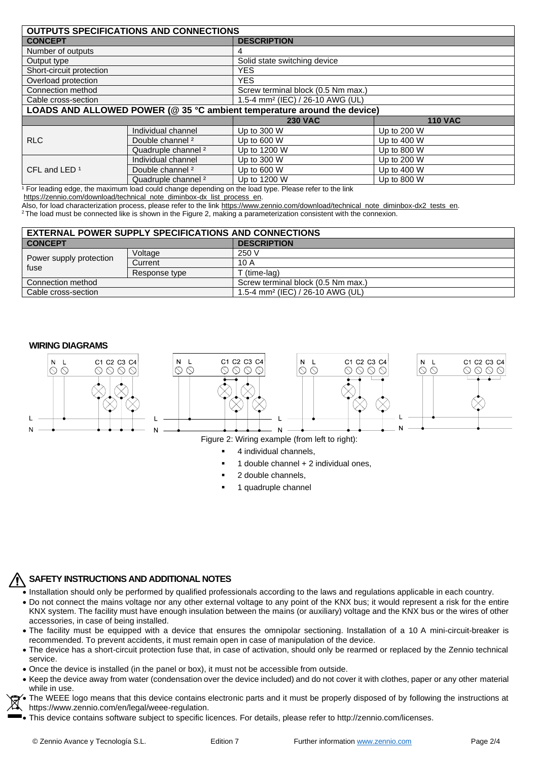## OUTPUTS SPECIFICATIONS AND CONNECTIONS

| CONCEPT | | DESCRIPTION | |
|---|---|---|---|
| Number of outputs | | 4 | |
| Output type | | Solid state switching device | |
| Short-circuit protection | | YES | |
| Overload protection | | YES | |
| Connection method | | Screw terminal block (0.5 Nm max.) | |
| Cable cross-section | | 1.5-4 mm² (IEC) / 26-10 AWG (UL) | |
| **LOADS AND ALLOWED POWER (@ 35 °C ambient temperature around the device)** | | | |
| | | **230 VAC** | **110 VAC** |
| RLC | Individual channel | Up to 300 W | Up to 200 W |
| | Double channel [2] | Up to 600 W | Up to 400 W |
| | Quadruple channel [2] | Up to 1200 W | Up to 800 W |
| CFL and LED [1] | Individual channel | Up to 300 W | Up to 200 W |
| | Double channel [2] | Up to 600 W | Up to 400 W |
| | Quadruple channel [2] | Up to 1200 W | Up to 800 W |

[1] For leading edge, the maximum load could change depending on the load type. Please refer to the link https://zennio.com/download/technical_note_diminbox-dx_list_process_en.
Also, for load characterization process, please refer to the link https://www.zennio.com/download/technical_note_diminbox-dx2_tests_en.
[2] The load must be connected like is shown in the Figure 2, making a parameterization consistent with the connexion.

## EXTERNAL POWER SUPPLY SPECIFICATIONS AND CONNECTIONS

| CONCEPT | | DESCRIPTION |
|---|---|---|
| Power supply protection fuse | Voltage | 250 V |
| | Current | 10 A |
| | Response type | T (time-lag) |
| Connection method | | Screw terminal block (0.5 Nm max.) |
| Cable cross-section | | 1.5-4 mm² (IEC) / 26-10 AWG (UL) |

## WIRING DIAGRAMS

Figure 2: Wiring example (from left to right):

- 4 individual channels,
- 1 double channel + 2 individual ones,
- 2 double channels,
- 1 quadruple channel

## SAFETY INSTRUCTIONS AND ADDITIONAL NOTES

- Installation should only be performed by qualified professionals according to the laws and regulations applicable in each country.
- Do not connect the mains voltage nor any other external voltage to any point of the KNX bus; it would represent a risk for the entire KNX system. The facility must have enough insulation between the mains (or auxiliary) voltage and the KNX bus or the wires of other accessories, in case of being installed.
- The facility must be equipped with a device that ensures the omnipolar sectioning. Installation of a 10 A mini-circuit-breaker is recommended. To prevent accidents, it must remain open in case of manipulation of the device.
- The device has a short-circuit protection fuse that, in case of activation, should only be rearmed or replaced by the Zennio technical service.
- Once the device is installed (in the panel or box), it must not be accessible from outside.
- Keep the device away from water (condensation over the device included) and do not cover it with clothes, paper or any other material while in use.
- The WEEE logo means that this device contains electronic parts and it must be properly disposed of by following the instructions at https://www.zennio.com/en/legal/weee-regulation.
- This device contains software subject to specific licences. For details, please refer to http://zennio.com/licenses.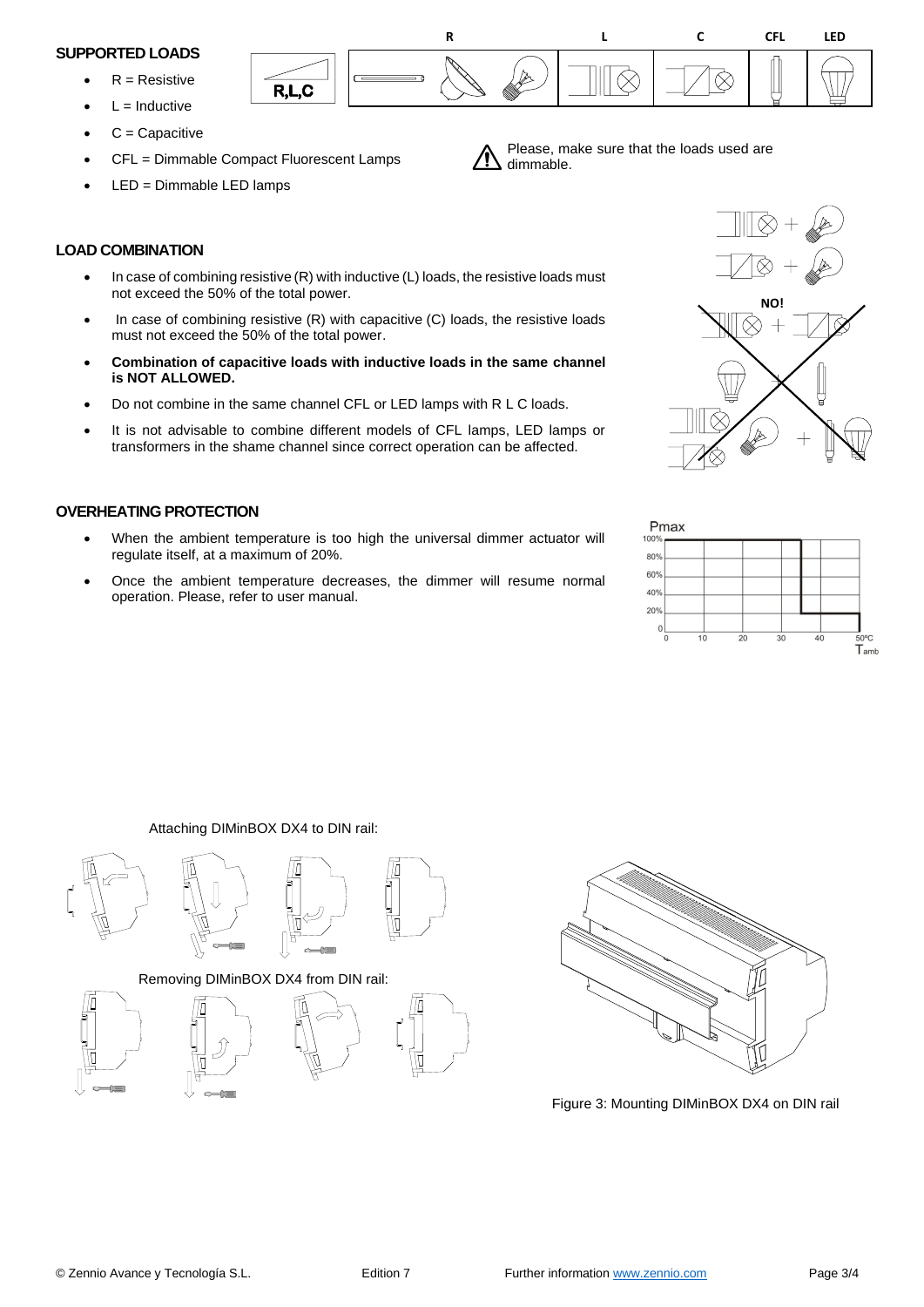## SUPPORTED LOADS

- R = Resistive
- L = Inductive
- C = Capacitive
- CFL = Dimmable Compact Fluorescent Lamps
- LED = Dimmable LED lamps

Please, make sure that the loads used are dimmable.

## LOAD COMBINATION

- In case of combining resistive (R) with inductive (L) loads, the resistive loads must not exceed the 50% of the total power.
- In case of combining resistive (R) with capacitive (C) loads, the resistive loads must not exceed the 50% of the total power.
- **Combination of capacitive loads with inductive loads in the same channel is NOT ALLOWED.**
- Do not combine in the same channel CFL or LED lamps with R L C loads.
- It is not advisable to combine different models of CFL lamps, LED lamps or transformers in the shame channel since correct operation can be affected.

## OVERHEATING PROTECTION

- When the ambient temperature is too high the universal dimmer actuator will regulate itself, at a maximum of 20%.
- Once the ambient temperature decreases, the dimmer will resume normal operation. Please, refer to user manual.

Attaching DIMinBOX DX4 to DIN rail:

Removing DIMinBOX DX4 from DIN rail:

Figure 3: Mounting DIMinBOX DX4 on DIN rail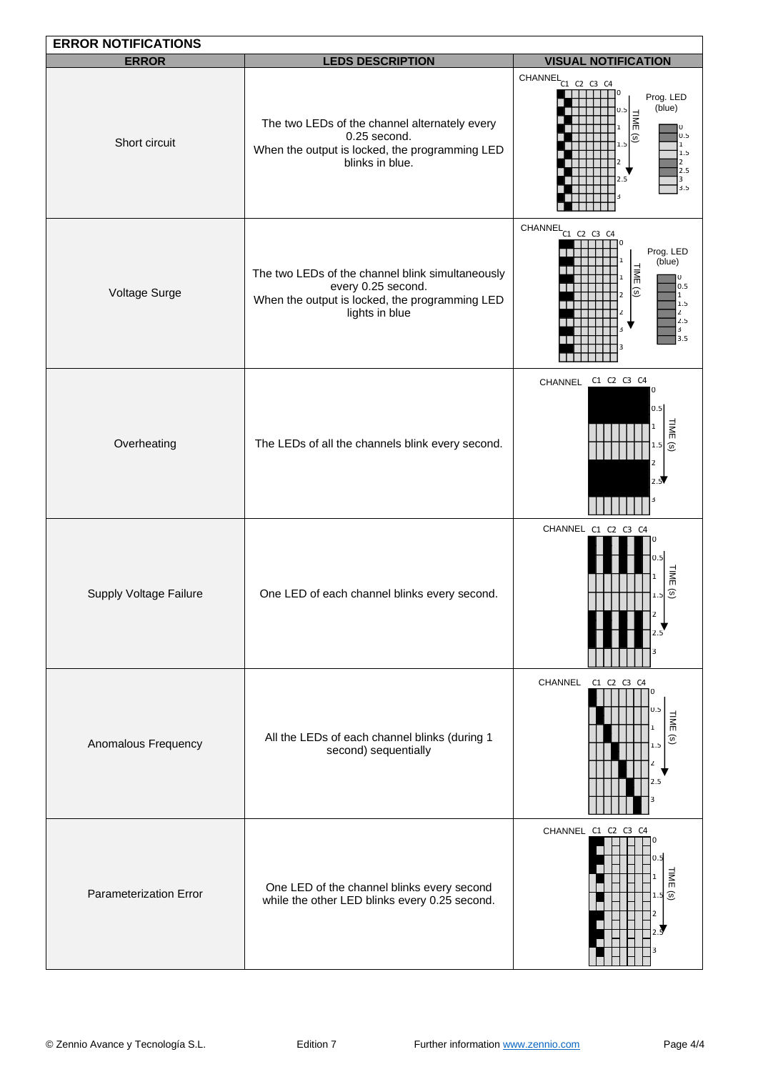## ERROR NOTIFICATIONS

| ERROR | LEDS DESCRIPTION | VISUAL NOTIFICATION |
| --- | --- | --- |
| Short circuit | The two LEDs of the channel alternately every 0.25 second. When the output is locked, the programming LED blinks in blue. | CHANNEL C1 C2 C3 C4; TIME (s) 0 0.5 1 1.5 2 2.5 3; Prog. LED (blue) 0 0.5 1 1.5 2 2.5 3 3.5 |
| Voltage Surge | The two LEDs of the channel blink simultaneously every 0.25 second. When the output is locked, the programming LED lights in blue | CHANNEL C1 C2 C3 C4; TIME (s) 0 1 1 2 2 3 3; Prog. LED (blue) 0 0.5 1 1.5 2 2.5 3 3.5 |
| Overheating | The LEDs of all the channels blink every second. | CHANNEL C1 C2 C3 C4; TIME (s) 0 0.5 1 1.5 2 2.5 3 |
| Supply Voltage Failure | One LED of each channel blinks every second. | CHANNEL C1 C2 C3 C4; TIME (s) 0 0.5 1 1.5 2 2.5 3 |
| Anomalous Frequency | All the LEDs of each channel blinks (during 1 second) sequentially | CHANNEL C1 C2 C3 C4; TIME (s) 0 0.5 1 1.5 2 2.5 3 |
| Parameterization Error | One LED of the channel blinks every second while the other LED blinks every 0.25 second. | CHANNEL C1 C2 C3 C4; TIME (s) 0 0.5 1 1.5 2 2.5 3 |

© Zennio Avance y Tecnología S.L. Edition 7 Further information www.zennio.com